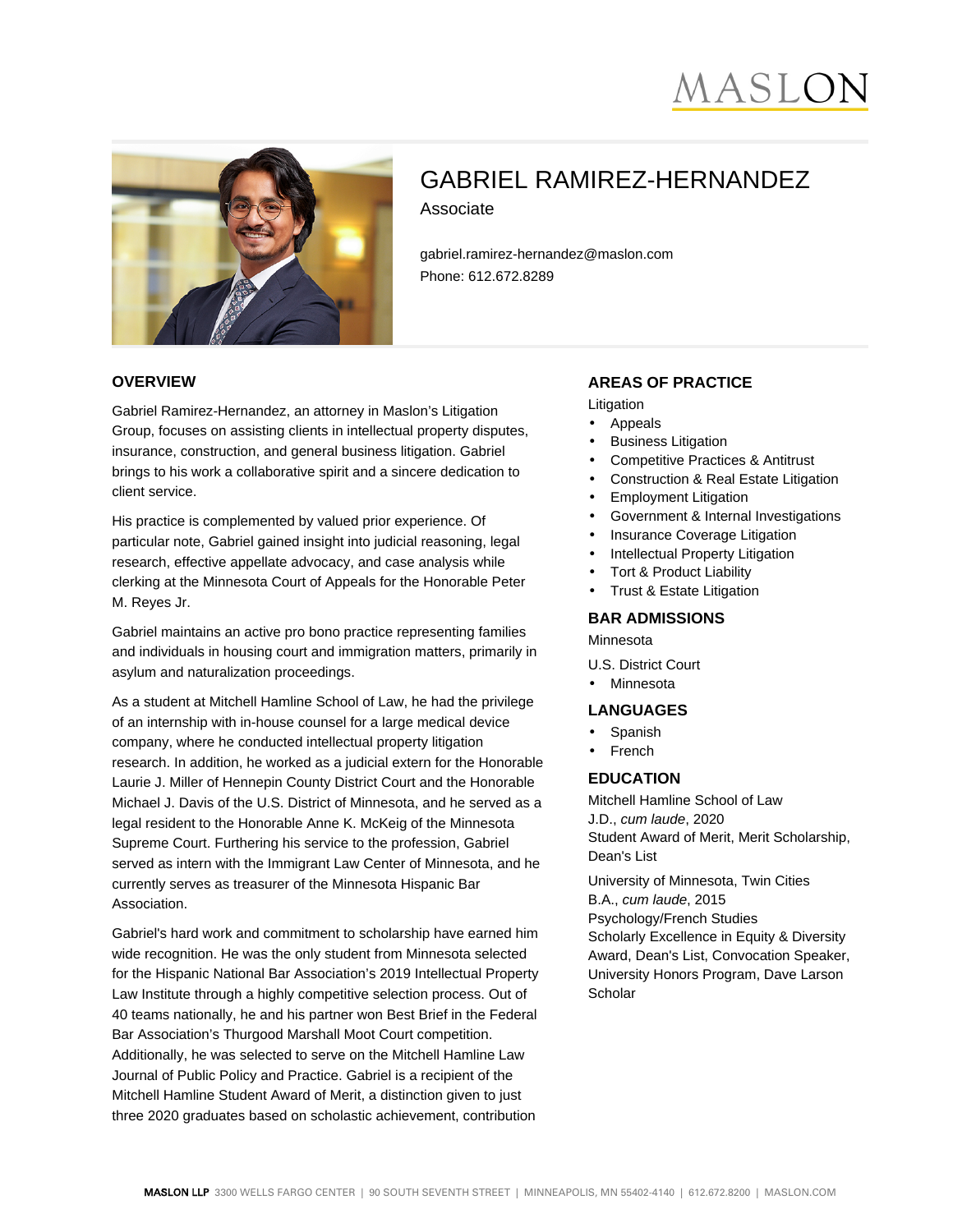# GABRIEL RAMIREZ-HERNANDEZ

Associate

gabriel.ramirez-hernandez@maslon.com
Phone: 612.672.8289

## OVERVIEW

Gabriel Ramirez-Hernandez, an attorney in Maslon's Litigation Group, focuses on assisting clients in intellectual property disputes, insurance, construction, and general business litigation. Gabriel brings to his work a collaborative spirit and a sincere dedication to client service.

His practice is complemented by valued prior experience. Of particular note, Gabriel gained insight into judicial reasoning, legal research, effective appellate advocacy, and case analysis while clerking at the Minnesota Court of Appeals for the Honorable Peter M. Reyes Jr.

Gabriel maintains an active pro bono practice representing families and individuals in housing court and immigration matters, primarily in asylum and naturalization proceedings.

As a student at Mitchell Hamline School of Law, he had the privilege of an internship with in-house counsel for a large medical device company, where he conducted intellectual property litigation research. In addition, he worked as a judicial extern for the Honorable Laurie J. Miller of Hennepin County District Court and the Honorable Michael J. Davis of the U.S. District of Minnesota, and he served as a legal resident to the Honorable Anne K. McKeig of the Minnesota Supreme Court. Furthering his service to the profession, Gabriel served as intern with the Immigrant Law Center of Minnesota, and he currently serves as treasurer of the Minnesota Hispanic Bar Association.

Gabriel's hard work and commitment to scholarship have earned him wide recognition. He was the only student from Minnesota selected for the Hispanic National Bar Association's 2019 Intellectual Property Law Institute through a highly competitive selection process. Out of 40 teams nationally, he and his partner won Best Brief in the Federal Bar Association's Thurgood Marshall Moot Court competition. Additionally, he was selected to serve on the Mitchell Hamline Law Journal of Public Policy and Practice. Gabriel is a recipient of the Mitchell Hamline Student Award of Merit, a distinction given to just three 2020 graduates based on scholastic achievement, contribution

## AREAS OF PRACTICE

Litigation

- Appeals
- Business Litigation
- Competitive Practices & Antitrust
- Construction & Real Estate Litigation
- Employment Litigation
- Government & Internal Investigations
- Insurance Coverage Litigation
- Intellectual Property Litigation
- Tort & Product Liability
- Trust & Estate Litigation

## BAR ADMISSIONS

Minnesota

U.S. District Court

- Minnesota

## LANGUAGES

- Spanish
- French

## EDUCATION

Mitchell Hamline School of Law
J.D., *cum laude*, 2020
Student Award of Merit, Merit Scholarship, Dean's List

University of Minnesota, Twin Cities
B.A., *cum laude*, 2015
Psychology/French Studies
Scholarly Excellence in Equity & Diversity Award, Dean's List, Convocation Speaker, University Honors Program, Dave Larson Scholar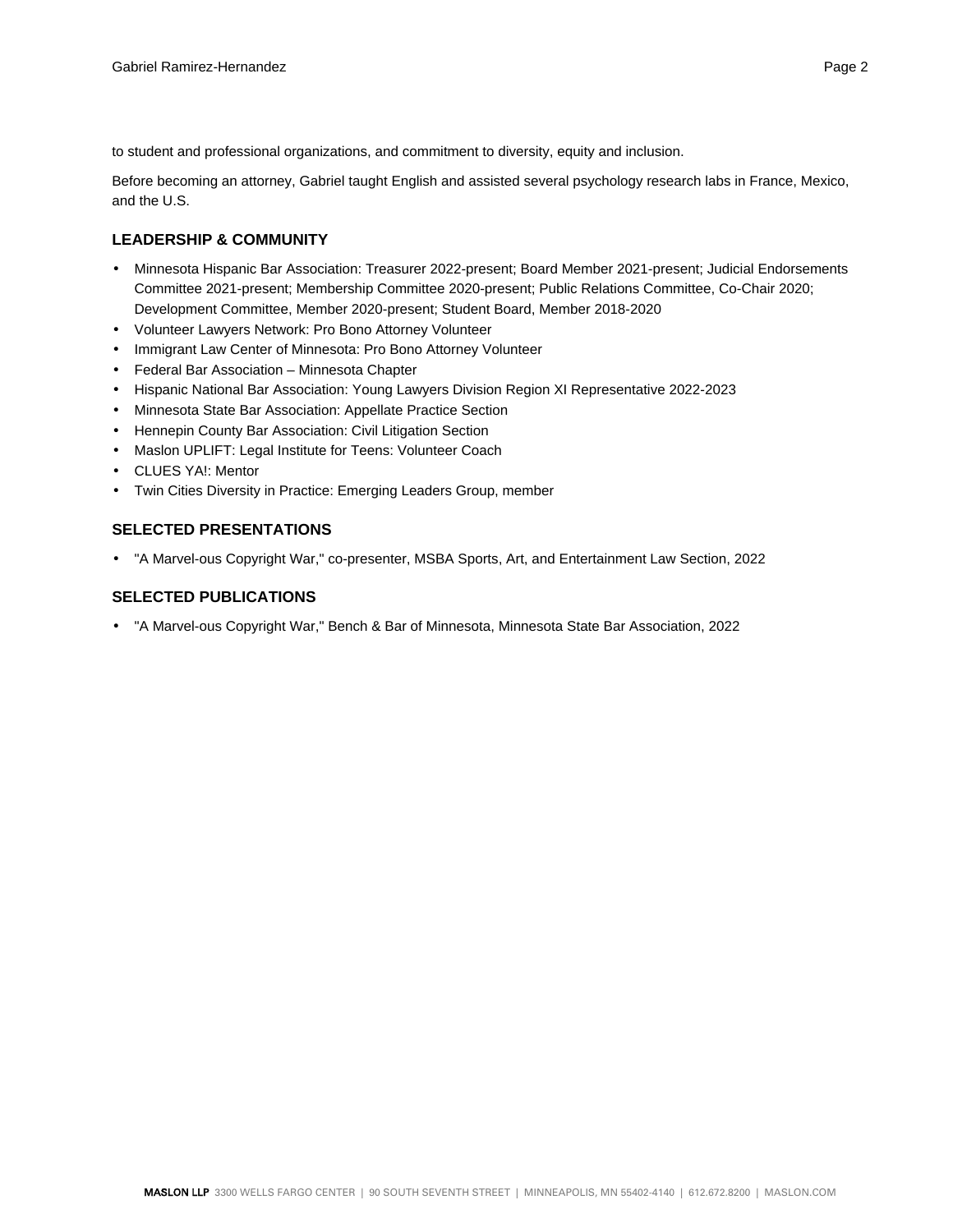to student and professional organizations, and commitment to diversity, equity and inclusion.

Before becoming an attorney, Gabriel taught English and assisted several psychology research labs in France, Mexico, and the U.S.

## LEADERSHIP & COMMUNITY

- Minnesota Hispanic Bar Association: Treasurer 2022-present; Board Member 2021-present; Judicial Endorsements Committee 2021-present; Membership Committee 2020-present; Public Relations Committee, Co-Chair 2020; Development Committee, Member 2020-present; Student Board, Member 2018-2020
- Volunteer Lawyers Network: Pro Bono Attorney Volunteer
- Immigrant Law Center of Minnesota: Pro Bono Attorney Volunteer
- Federal Bar Association – Minnesota Chapter
- Hispanic National Bar Association: Young Lawyers Division Region XI Representative 2022-2023
- Minnesota State Bar Association: Appellate Practice Section
- Hennepin County Bar Association: Civil Litigation Section
- Maslon UPLIFT: Legal Institute for Teens: Volunteer Coach
- CLUES YA!: Mentor
- Twin Cities Diversity in Practice: Emerging Leaders Group, member

## SELECTED PRESENTATIONS

- "A Marvel-ous Copyright War," co-presenter, MSBA Sports, Art, and Entertainment Law Section, 2022

## SELECTED PUBLICATIONS

- "A Marvel-ous Copyright War," Bench & Bar of Minnesota, Minnesota State Bar Association, 2022